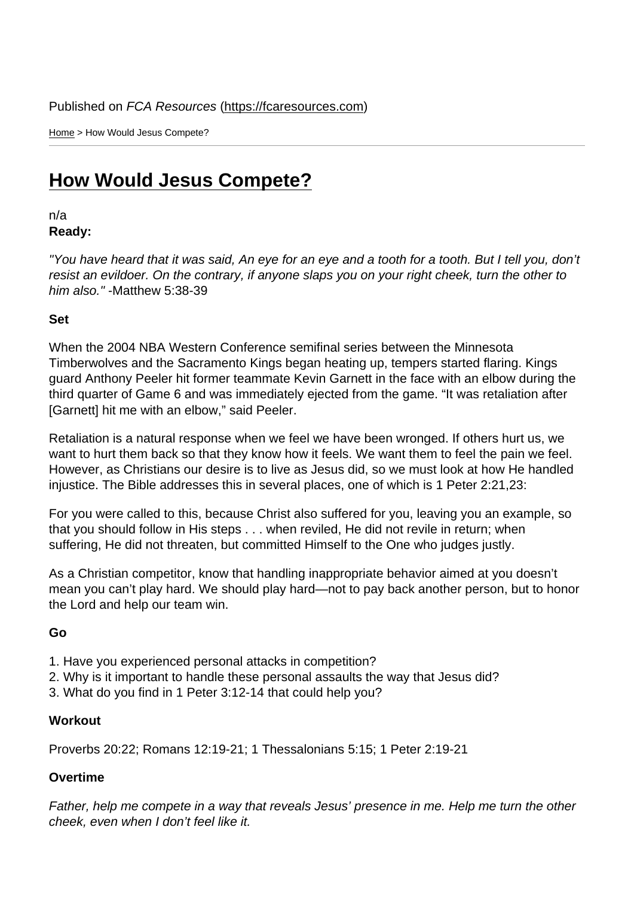Published on *FCA Resources* (https://fcaresources.com)

Home > How Would Jesus Compete?

# How Would Jesus Compete?

n/a

**Ready:**

*"You have heard that it was said, An eye for an eye and a tooth for a tooth. But I tell you, don't resist an evildoer. On the contrary, if anyone slaps you on your right cheek, turn the other to him also."* -Matthew 5:38-39

**Set**

When the 2004 NBA Western Conference semifinal series between the Minnesota Timberwolves and the Sacramento Kings began heating up, tempers started flaring. Kings guard Anthony Peeler hit former teammate Kevin Garnett in the face with an elbow during the third quarter of Game 6 and was immediately ejected from the game. "It was retaliation after [Garnett] hit me with an elbow," said Peeler.

Retaliation is a natural response when we feel we have been wronged. If others hurt us, we want to hurt them back so that they know how it feels. We want them to feel the pain we feel. However, as Christians our desire is to live as Jesus did, so we must look at how He handled injustice. The Bible addresses this in several places, one of which is 1 Peter 2:21,23:

For you were called to this, because Christ also suffered for you, leaving you an example, so that you should follow in His steps . . . when reviled, He did not revile in return; when suffering, He did not threaten, but committed Himself to the One who judges justly.

As a Christian competitor, know that handling inappropriate behavior aimed at you doesn't mean you can't play hard. We should play hard—not to pay back another person, but to honor the Lord and help our team win.

**Go**

1. Have you experienced personal attacks in competition?
2. Why is it important to handle these personal assaults the way that Jesus did?
3. What do you find in 1 Peter 3:12-14 that could help you?

**Workout**

Proverbs 20:22; Romans 12:19-21; 1 Thessalonians 5:15; 1 Peter 2:19-21

**Overtime**

*Father, help me compete in a way that reveals Jesus' presence in me. Help me turn the other cheek, even when I don't feel like it.*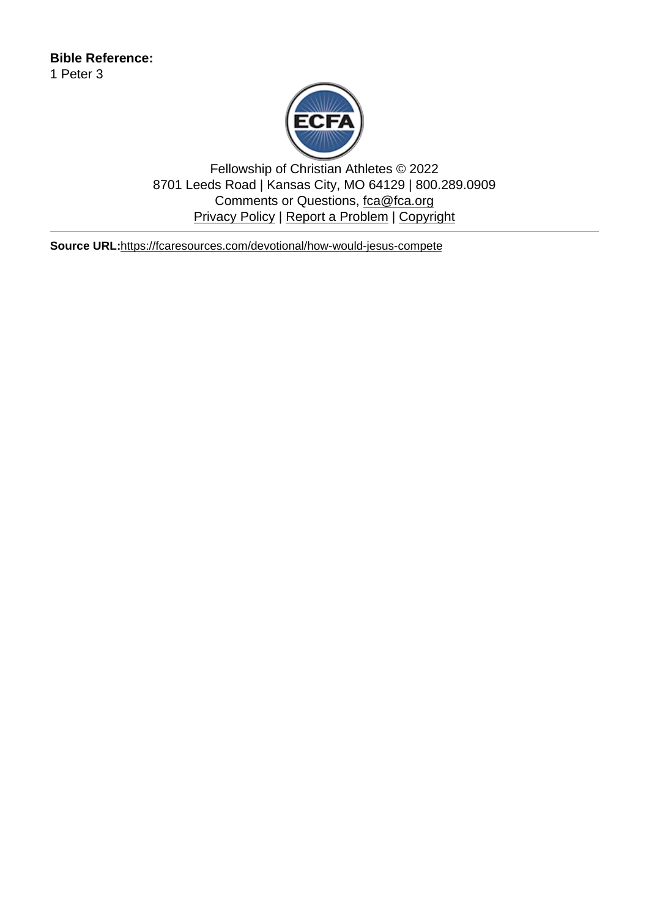**Bible Reference:**
1 Peter 3

Fellowship of Christian Athletes © 2022
8701 Leeds Road | Kansas City, MO 64129 | 800.289.0909
Comments or Questions, fca@fca.org
Privacy Policy | Report a Problem | Copyright

---

**Source URL:**https://fcaresources.com/devotional/how-would-jesus-compete